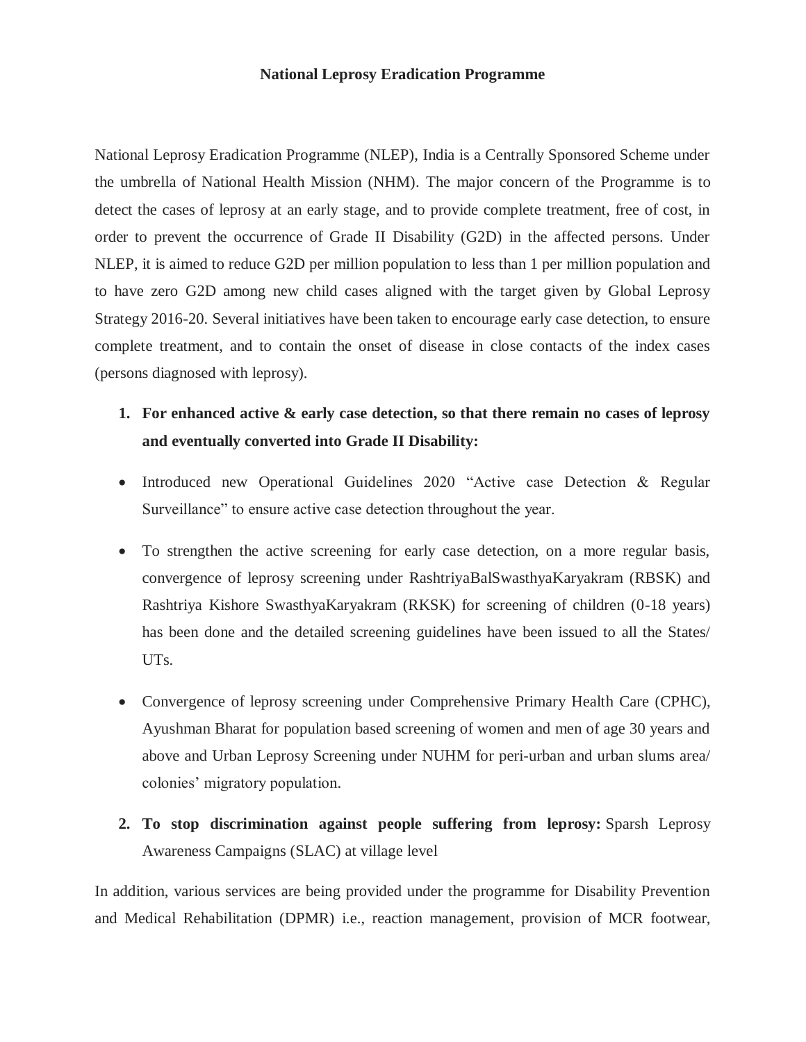# National Leprosy Eradication Programme

National Leprosy Eradication Programme (NLEP), India is a Centrally Sponsored Scheme under the umbrella of National Health Mission (NHM). The major concern of the Programme is to detect the cases of leprosy at an early stage, and to provide complete treatment, free of cost, in order to prevent the occurrence of Grade II Disability (G2D) in the affected persons. Under NLEP, it is aimed to reduce G2D per million population to less than 1 per million population and to have zero G2D among new child cases aligned with the target given by Global Leprosy Strategy 2016-20. Several initiatives have been taken to encourage early case detection, to ensure complete treatment, and to contain the onset of disease in close contacts of the index cases (persons diagnosed with leprosy).

1. **For enhanced active & early case detection, so that there remain no cases of leprosy and eventually converted into Grade II Disability:**

- Introduced new Operational Guidelines 2020 "Active case Detection & Regular Surveillance" to ensure active case detection throughout the year.
- To strengthen the active screening for early case detection, on a more regular basis, convergence of leprosy screening under RashtriyaBalSwasthyaKaryakram (RBSK) and Rashtriya Kishore SwasthyaKaryakram (RKSK) for screening of children (0-18 years) has been done and the detailed screening guidelines have been issued to all the States/ UTs.
- Convergence of leprosy screening under Comprehensive Primary Health Care (CPHC), Ayushman Bharat for population based screening of women and men of age 30 years and above and Urban Leprosy Screening under NUHM for peri-urban and urban slums area/ colonies' migratory population.

2. **To stop discrimination against people suffering from leprosy:** Sparsh Leprosy Awareness Campaigns (SLAC) at village level

In addition, various services are being provided under the programme for Disability Prevention and Medical Rehabilitation (DPMR) i.e., reaction management, provision of MCR footwear,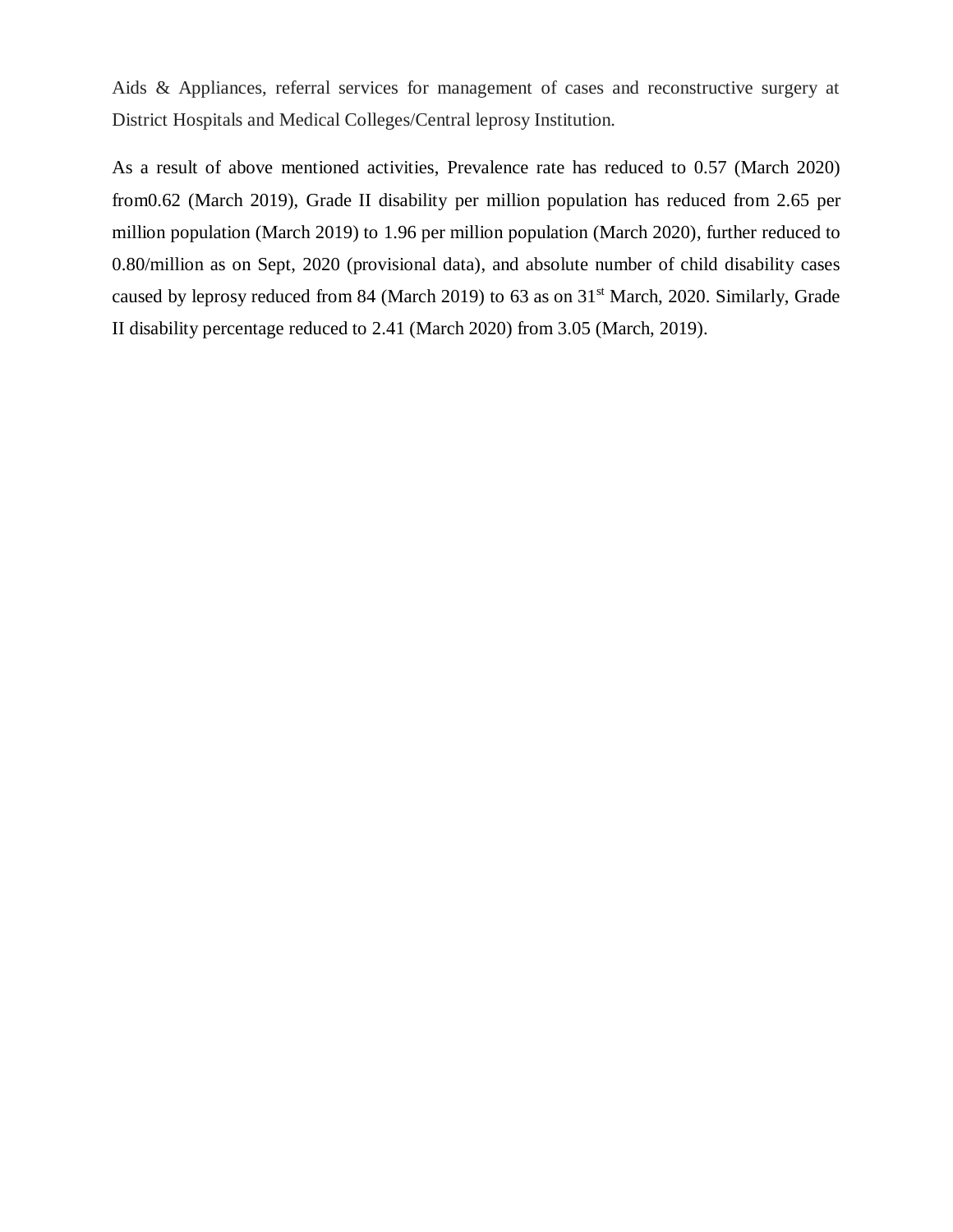Aids & Appliances, referral services for management of cases and reconstructive surgery at District Hospitals and Medical Colleges/Central leprosy Institution.

As a result of above mentioned activities, Prevalence rate has reduced to 0.57 (March 2020) from0.62 (March 2019), Grade II disability per million population has reduced from 2.65 per million population (March 2019) to 1.96 per million population (March 2020), further reduced to 0.80/million as on Sept, 2020 (provisional data), and absolute number of child disability cases caused by leprosy reduced from 84 (March 2019) to 63 as on 31st March, 2020. Similarly, Grade II disability percentage reduced to 2.41 (March 2020) from 3.05 (March, 2019).